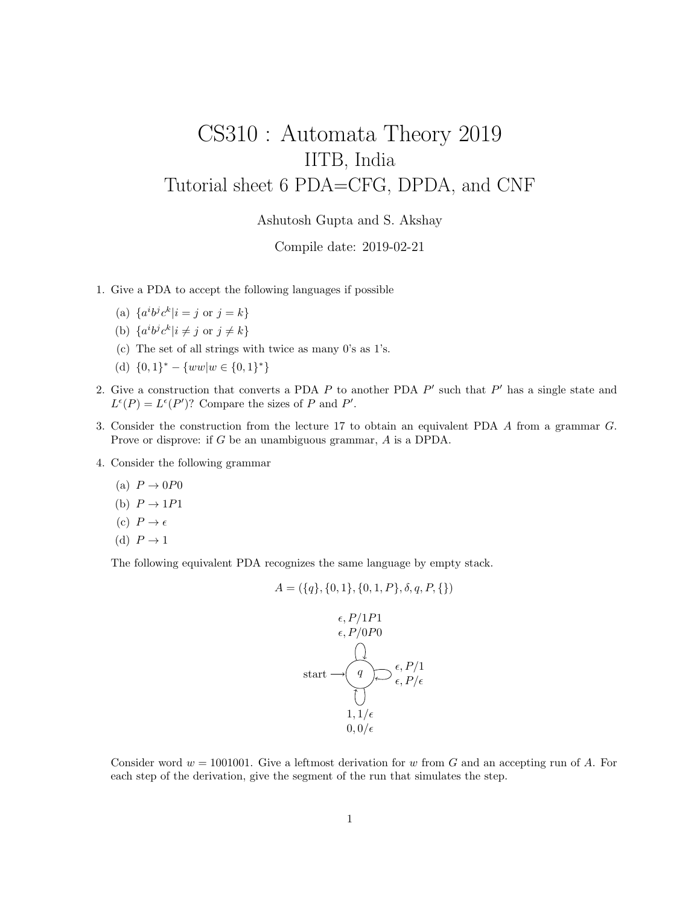# CS310 : Automata Theory 2019

## IITB, India

## Tutorial sheet 6 PDA=CFG, DPDA, and CNF

Ashutosh Gupta and S. Akshay

Compile date: 2019-02-21

1. Give a PDA to accept the following languages if possible
   (a) $\{a^i b^j c^k | i = j \text{ or } j = k\}$
   (b) $\{a^i b^j c^k | i \neq j \text{ or } j \neq k\}$
   (c) The set of all strings with twice as many 0's as 1's.
   (d) $\{0,1\}^* - \{ww | w \in \{0,1\}^*\}$

2. Give a construction that converts a PDA $P$ to another PDA $P'$ such that $P'$ has a single state and $L^\epsilon(P) = L^\epsilon(P')$? Compare the sizes of $P$ and $P'$.

3. Consider the construction from the lecture 17 to obtain an equivalent PDA $A$ from a grammar $G$. Prove or disprove: if $G$ be an unambiguous grammar, $A$ is a DPDA.

4. Consider the following grammar
   (a) $P \rightarrow 0P0$
   (b) $P \rightarrow 1P1$
   (c) $P \rightarrow \epsilon$
   (d) $P \rightarrow 1$

   The following equivalent PDA recognizes the same language by empty stack.

   $$A = (\{q\}, \{0,1\}, \{0,1,P\}, \delta, q, P, \{\})$$

   start $\rightarrow$ $q$, with self-loops on $q$ labeled:
   - $\epsilon, P/1P1$
   - $\epsilon, P/0P0$
   - $\epsilon, P/1$
   - $\epsilon, P/\epsilon$
   - $1, 1/\epsilon$
   - $0, 0/\epsilon$

   Consider word $w = 1001001$. Give a leftmost derivation for $w$ from $G$ and an accepting run of $A$. For each step of the derivation, give the segment of the run that simulates the step.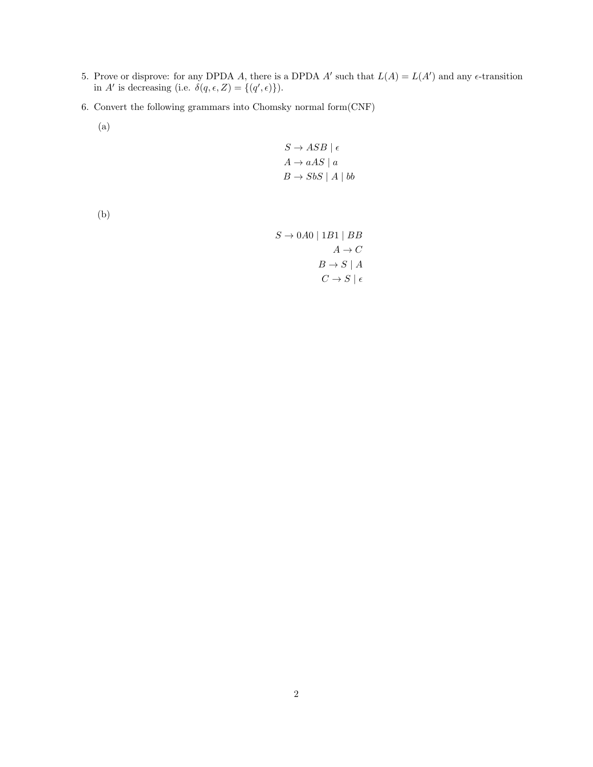5. Prove or disprove: for any DPDA $A$, there is a DPDA $A'$ such that $L(A) = L(A')$ and any $\epsilon$-transition in $A'$ is decreasing (i.e. $\delta(q, \epsilon, Z) = \{(q', \epsilon)\}$).

6. Convert the following grammars into Chomsky normal form(CNF)

   (a)

$$
\begin{aligned}
S &\to ASB \mid \epsilon \\
A &\to aAS \mid a \\
B &\to SbS \mid A \mid bb
\end{aligned}
$$

   (b)

$$
\begin{aligned}
S &\to 0A0 \mid 1B1 \mid BB \\
A &\to C \\
B &\to S \mid A \\
C &\to S \mid \epsilon
\end{aligned}
$$